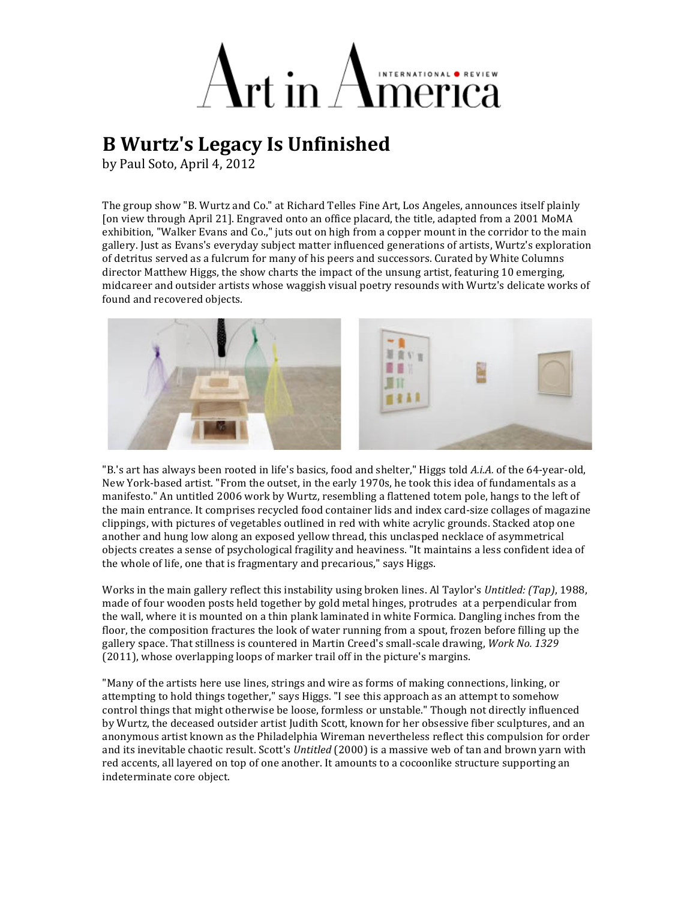Art in America

# B Wurtz's Legacy Is Unfinished

by Paul Soto, April 4, 2012

The group show "B. Wurtz and Co." at Richard Telles Fine Art, Los Angeles, announces itself plainly [on view through April 21]. Engraved onto an office placard, the title, adapted from a 2001 MoMA exhibition, "Walker Evans and Co.," juts out on high from a copper mount in the corridor to the main gallery. Just as Evans's everyday subject matter influenced generations of artists, Wurtz's exploration of detritus served as a fulcrum for many of his peers and successors. Curated by White Columns director Matthew Higgs, the show charts the impact of the unsung artist, featuring 10 emerging, midcareer and outsider artists whose waggish visual poetry resounds with Wurtz's delicate works of found and recovered objects.

"B.'s art has always been rooted in life's basics, food and shelter," Higgs told *A.i.A.* of the 64-year-old, New York-based artist. "From the outset, in the early 1970s, he took this idea of fundamentals as a manifesto." An untitled 2006 work by Wurtz, resembling a flattened totem pole, hangs to the left of the main entrance. It comprises recycled food container lids and index card-size collages of magazine clippings, with pictures of vegetables outlined in red with white acrylic grounds. Stacked atop one another and hung low along an exposed yellow thread, this unclasped necklace of asymmetrical objects creates a sense of psychological fragility and heaviness. "It maintains a less confident idea of the whole of life, one that is fragmentary and precarious," says Higgs.

Works in the main gallery reflect this instability using broken lines. Al Taylor's *Untitled: (Tap)*, 1988, made of four wooden posts held together by gold metal hinges, protrudes at a perpendicular from the wall, where it is mounted on a thin plank laminated in white Formica. Dangling inches from the floor, the composition fractures the look of water running from a spout, frozen before filling up the gallery space. That stillness is countered in Martin Creed's small-scale drawing, *Work No. 1329* (2011), whose overlapping loops of marker trail off in the picture's margins.

"Many of the artists here use lines, strings and wire as forms of making connections, linking, or attempting to hold things together," says Higgs. "I see this approach as an attempt to somehow control things that might otherwise be loose, formless or unstable." Though not directly influenced by Wurtz, the deceased outsider artist Judith Scott, known for her obsessive fiber sculptures, and an anonymous artist known as the Philadelphia Wireman nevertheless reflect this compulsion for order and its inevitable chaotic result. Scott's *Untitled* (2000) is a massive web of tan and brown yarn with red accents, all layered on top of one another. It amounts to a cocoonlike structure supporting an indeterminate core object.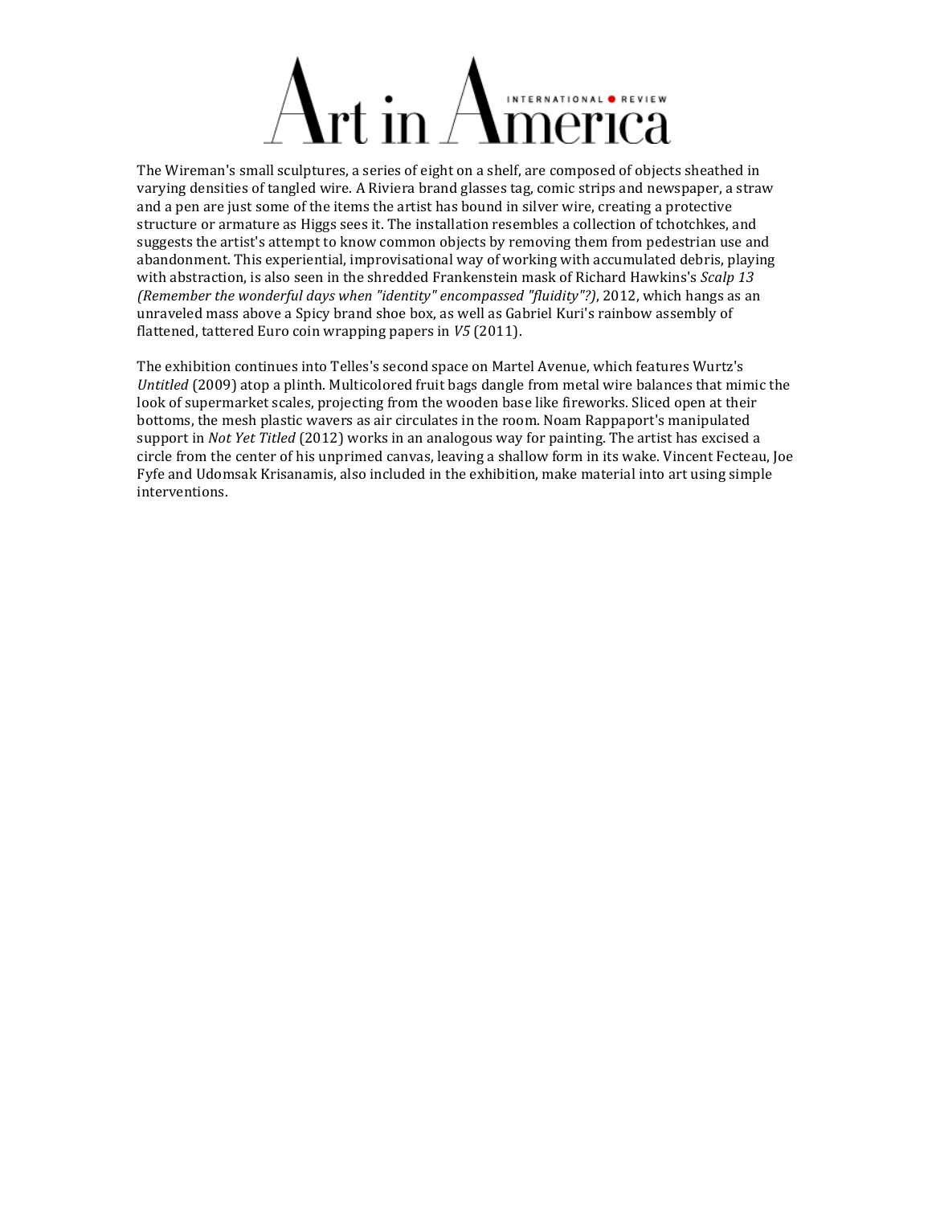The Wireman's small sculptures, a series of eight on a shelf, are composed of objects sheathed in varying densities of tangled wire. A Riviera brand glasses tag, comic strips and newspaper, a straw and a pen are just some of the items the artist has bound in silver wire, creating a protective structure or armature as Higgs sees it. The installation resembles a collection of tchotchkes, and suggests the artist's attempt to know common objects by removing them from pedestrian use and abandonment. This experiential, improvisational way of working with accumulated debris, playing with abstraction, is also seen in the shredded Frankenstein mask of Richard Hawkins's *Scalp 13 (Remember the wonderful days when "identity" encompassed "fluidity"?)*, 2012, which hangs as an unraveled mass above a Spicy brand shoe box, as well as Gabriel Kuri's rainbow assembly of flattened, tattered Euro coin wrapping papers in *V5* (2011).

The exhibition continues into Telles's second space on Martel Avenue, which features Wurtz's *Untitled* (2009) atop a plinth. Multicolored fruit bags dangle from metal wire balances that mimic the look of supermarket scales, projecting from the wooden base like fireworks. Sliced open at their bottoms, the mesh plastic wavers as air circulates in the room. Noam Rappaport's manipulated support in *Not Yet Titled* (2012) works in an analogous way for painting. The artist has excised a circle from the center of his unprimed canvas, leaving a shallow form in its wake. Vincent Fecteau, Joe Fyfe and Udomsak Krisanamis, also included in the exhibition, make material into art using simple interventions.